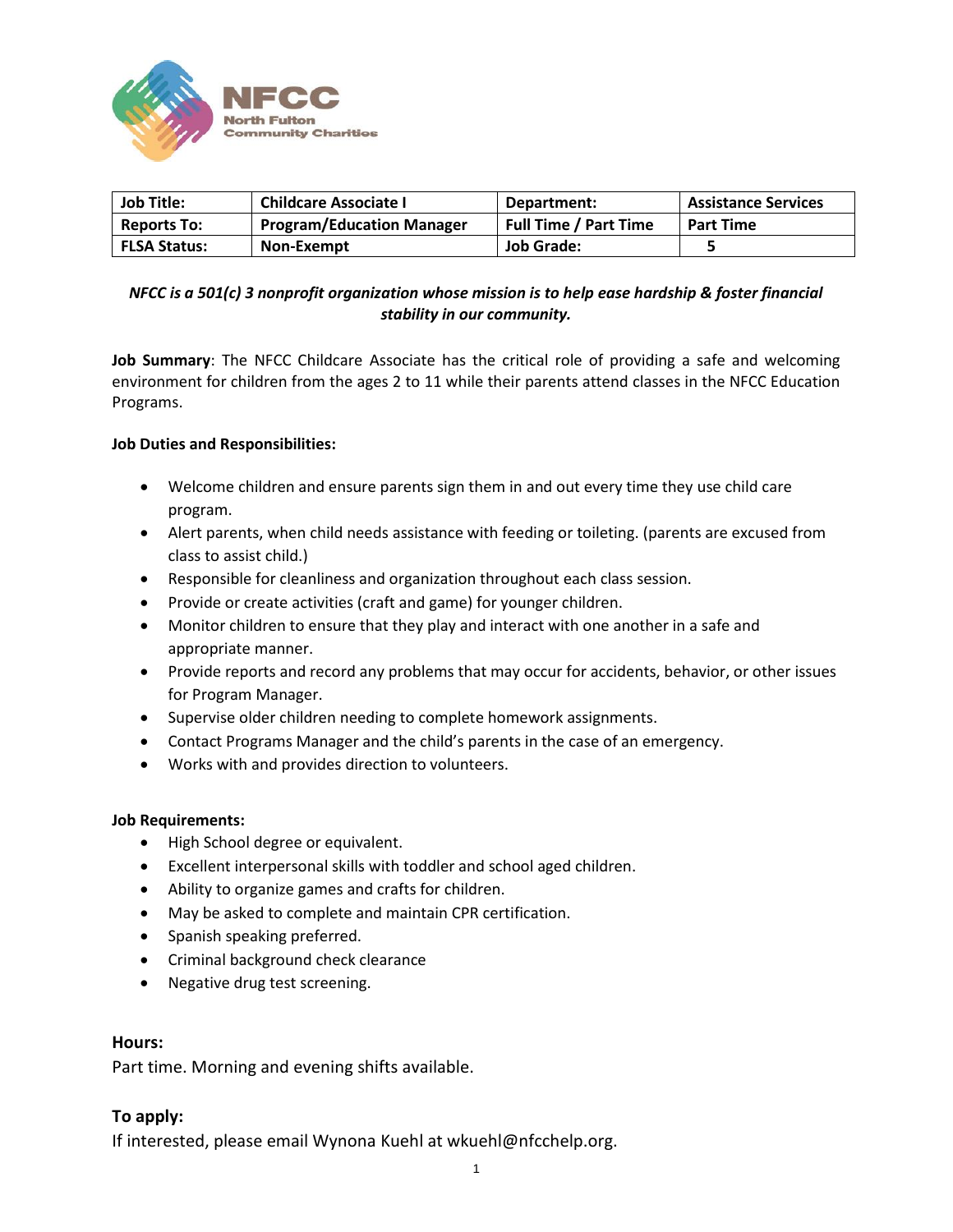NFCC North Fulton Community Charities

| Job Title: | Childcare Associate I | Department: | Assistance Services |
|---|---|---|---|
| Reports To: | Program/Education Manager | Full Time / Part Time | Part Time |
| FLSA Status: | Non-Exempt | Job Grade: | 5 |

***NFCC is a 501(c) 3 nonprofit organization whose mission is to help ease hardship & foster financial stability in our community.***

**Job Summary**: The NFCC Childcare Associate has the critical role of providing a safe and welcoming environment for children from the ages 2 to 11 while their parents attend classes in the NFCC Education Programs.

**Job Duties and Responsibilities:**

- Welcome children and ensure parents sign them in and out every time they use child care program.
- Alert parents, when child needs assistance with feeding or toileting. (parents are excused from class to assist child.)
- Responsible for cleanliness and organization throughout each class session.
- Provide or create activities (craft and game) for younger children.
- Monitor children to ensure that they play and interact with one another in a safe and appropriate manner.
- Provide reports and record any problems that may occur for accidents, behavior, or other issues for Program Manager.
- Supervise older children needing to complete homework assignments.
- Contact Programs Manager and the child's parents in the case of an emergency.
- Works with and provides direction to volunteers.

**Job Requirements:**

- High School degree or equivalent.
- Excellent interpersonal skills with toddler and school aged children.
- Ability to organize games and crafts for children.
- May be asked to complete and maintain CPR certification.
- Spanish speaking preferred.
- Criminal background check clearance
- Negative drug test screening.

**Hours:**

Part time. Morning and evening shifts available.

**To apply:**

If interested, please email Wynona Kuehl at wkuehl@nfcchelp.org.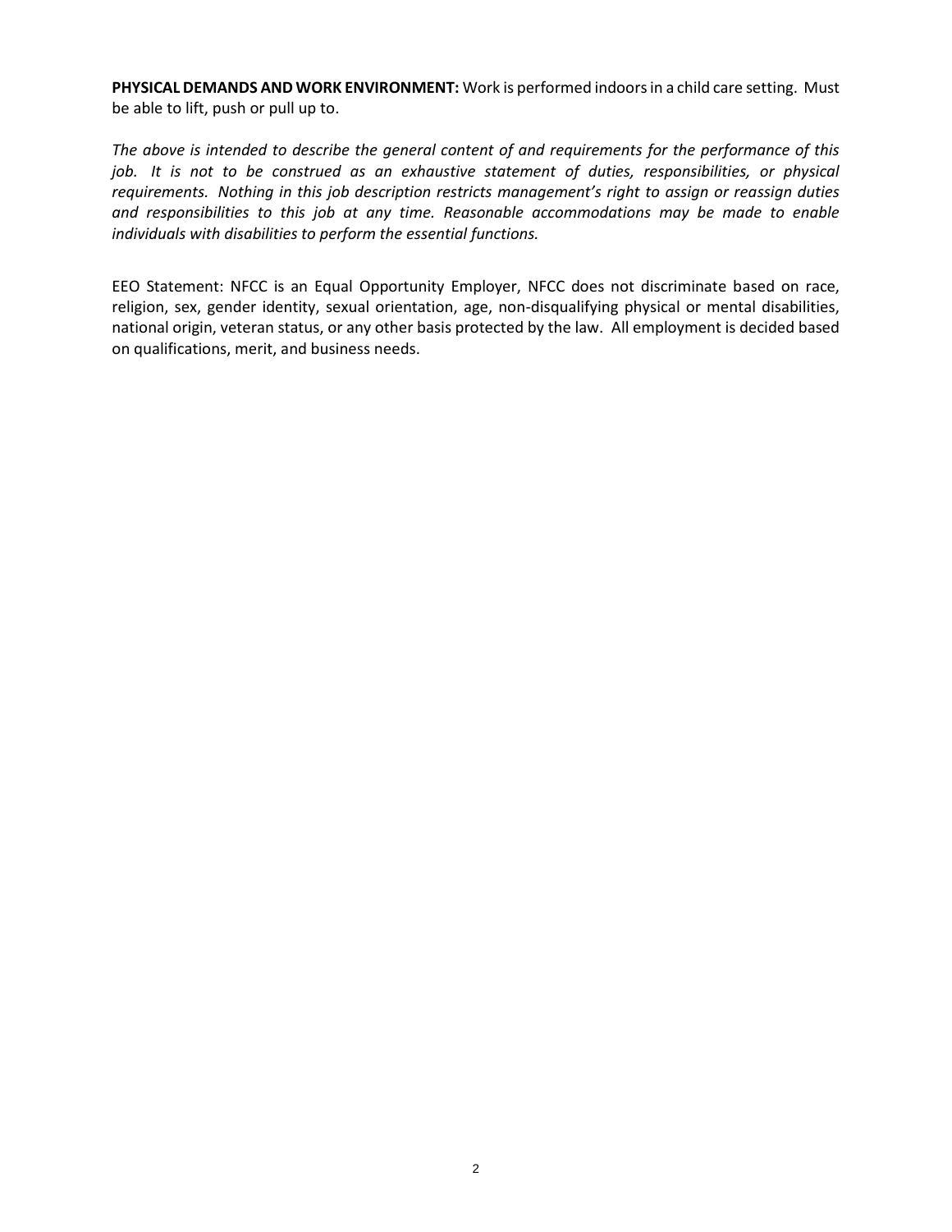**PHYSICAL DEMANDS AND WORK ENVIRONMENT:** Work is performed indoors in a child care setting. Must be able to lift, push or pull up to.

*The above is intended to describe the general content of and requirements for the performance of this job. It is not to be construed as an exhaustive statement of duties, responsibilities, or physical requirements. Nothing in this job description restricts management's right to assign or reassign duties and responsibilities to this job at any time. Reasonable accommodations may be made to enable individuals with disabilities to perform the essential functions.*

EEO Statement: NFCC is an Equal Opportunity Employer, NFCC does not discriminate based on race, religion, sex, gender identity, sexual orientation, age, non-disqualifying physical or mental disabilities, national origin, veteran status, or any other basis protected by the law. All employment is decided based on qualifications, merit, and business needs.